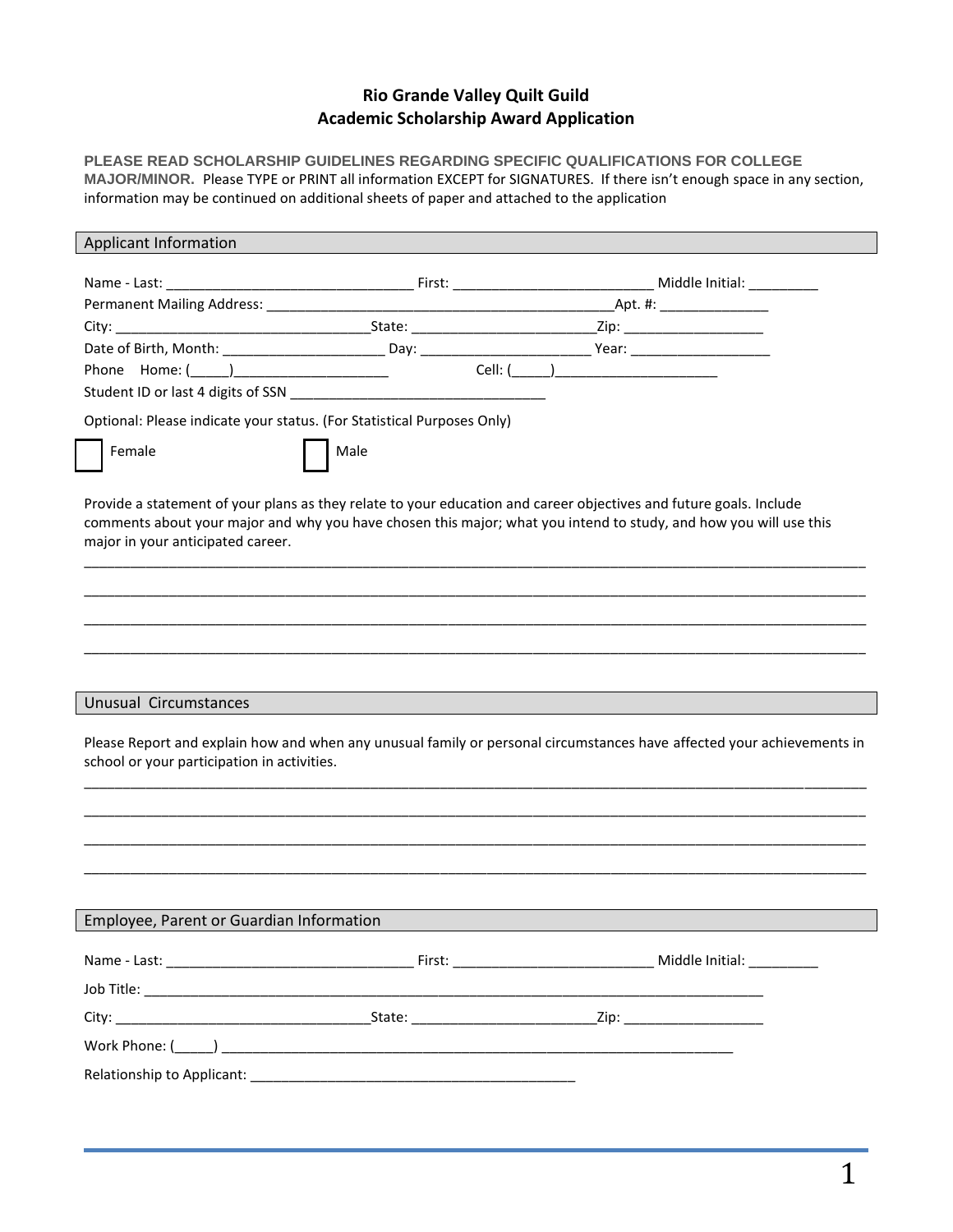# Rio Grande Valley Quilt Guild
# Academic Scholarship Award Application

**PLEASE READ SCHOLARSHIP GUIDELINES REGARDING SPECIFIC QUALIFICATIONS FOR COLLEGE MAJOR/MINOR.** Please TYPE or PRINT all information EXCEPT for SIGNATURES. If there isn't enough space in any section, information may be continued on additional sheets of paper and attached to the application

## Applicant Information

Name - Last: ________________________________ First: __________________________ Middle Initial: _________

Permanent Mailing Address: ____________________________________________Apt. #: ______________

City: _________________________________State: ________________________Zip: __________________

Date of Birth, Month: _____________________ Day: _______________________ Year: __________________

Phone Home: (_____)____________________ Cell: (_____)_____________________

Student ID or last 4 digits of SSN __________________________________

Optional: Please indicate your status. (For Statistical Purposes Only)

☐ Female ☐ Male

Provide a statement of your plans as they relate to your education and career objectives and future goals. Include comments about your major and why you have chosen this major; what you intend to study, and how you will use this major in your anticipated career.

_____________________________________________________________________________________________

_____________________________________________________________________________________________

_____________________________________________________________________________________________

_____________________________________________________________________________________________

## Unusual Circumstances

Please Report and explain how and when any unusual family or personal circumstances have affected your achievements in school or your participation in activities.

_____________________________________________________________________________________________

_____________________________________________________________________________________________

_____________________________________________________________________________________________

_____________________________________________________________________________________________

## Employee, Parent or Guardian Information

Name - Last: ________________________________ First: __________________________ Middle Initial: _________

Job Title: ________________________________________________________________________________

City: _________________________________State: ________________________Zip: __________________

Work Phone: (_____) _________________________________________________________________

Relationship to Applicant: __________________________________________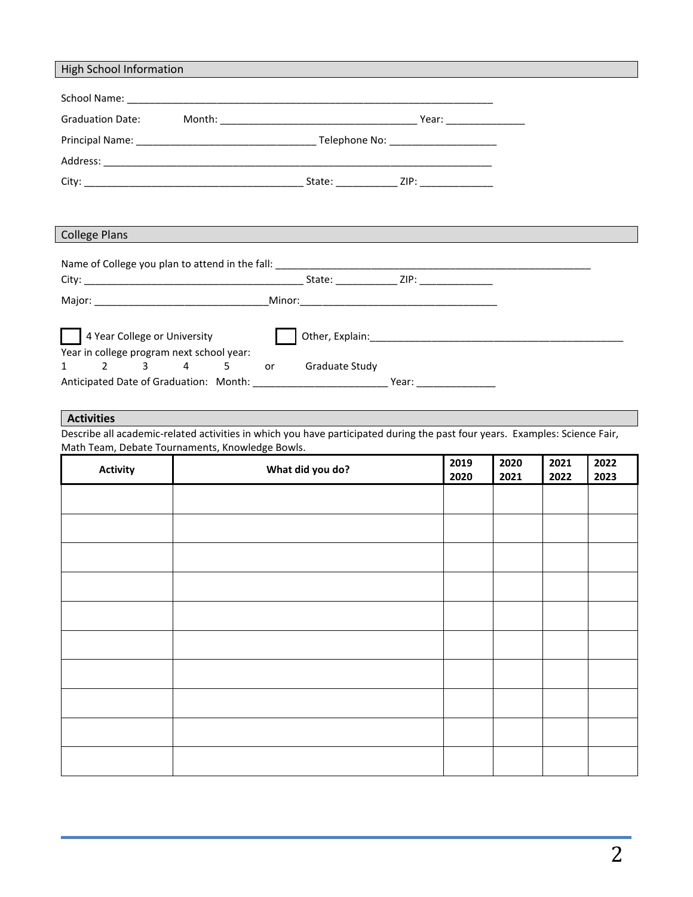## High School Information

School Name: ______________________________________________________________________

Graduation Date: Month: ______________________________________ Year: _______________

Principal Name: ____________________________________ Telephone No: ____________________

Address: ___________________________________________________________________________

City: __________________________________________ State: ___________ ZIP: ______________

## College Plans

Name of College you plan to attend in the fall: ____________________________________________________________

City: __________________________________________ State: ___________ ZIP: ______________

Major: _________________________________ Minor: ______________________________________

☐ 4 Year College or University ☐ Other, Explain: ________________________________________________

Year in college program next school year:

1 2 3 4 5 or Graduate Study

Anticipated Date of Graduation: Month: _________________________ Year: _______________

## Activities

Describe all academic-related activities in which you have participated during the past four years. Examples: Science Fair, Math Team, Debate Tournaments, Knowledge Bowls.

| Activity | What did you do? | 2019 2020 | 2020 2021 | 2021 2022 | 2022 2023 |
|---|---|---|---|---|---|
| | | | | | |
| | | | | | |
| | | | | | |
| | | | | | |
| | | | | | |
| | | | | | |
| | | | | | |
| | | | | | |
| | | | | | |
| | | | | | |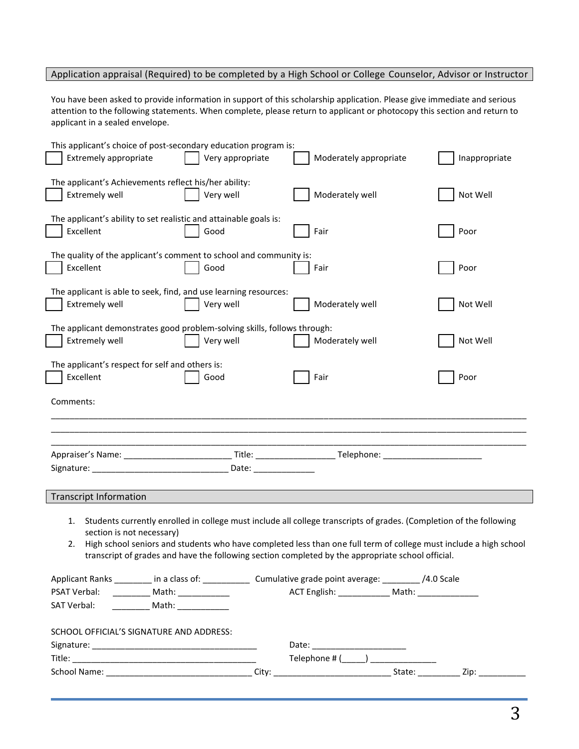## Application appraisal (Required) to be completed by a High School or College Counselor, Advisor or Instructor

You have been asked to provide information in support of this scholarship application. Please give immediate and serious attention to the following statements. When complete, please return to applicant or photocopy this section and return to applicant in a sealed envelope.

This applicant's choice of post-secondary education program is:

☐ Extremely appropriate ☐ Very appropriate ☐ Moderately appropriate ☐ Inappropriate

The applicant's Achievements reflect his/her ability:

☐ Extremely well ☐ Very well ☐ Moderately well ☐ Not Well

The applicant's ability to set realistic and attainable goals is:

☐ Excellent ☐ Good ☐ Fair ☐ Poor

The quality of the applicant's comment to school and community is:

☐ Excellent ☐ Good ☐ Fair ☐ Poor

The applicant is able to seek, find, and use learning resources:

☐ Extremely well ☐ Very well ☐ Moderately well ☐ Not Well

The applicant demonstrates good problem-solving skills, follows through:

☐ Extremely well ☐ Very well ☐ Moderately well ☐ Not Well

The applicant's respect for self and others is:

☐ Excellent ☐ Good ☐ Fair ☐ Poor

Comments:

_____________________________________________________________________________________

_____________________________________________________________________________________

_____________________________________________________________________________________

Appraiser's Name: ______________________ Title: ________________ Telephone: _____________________

Signature: ____________________________ Date: _____________

## Transcript Information

1. Students currently enrolled in college must include all college transcripts of grades. (Completion of the following section is not necessary)
2. High school seniors and students who have completed less than one full term of college must include a high school transcript of grades and have the following section completed by the appropriate school official.

Applicant Ranks ________ in a class of: __________ Cumulative grade point average: ________ /4.0 Scale

PSAT Verbal: ________ Math: ___________ ACT English: ___________ Math: _____________

SAT Verbal: ________ Math: ___________

SCHOOL OFFICIAL'S SIGNATURE AND ADDRESS:

Signature: ___________________________________ Date: ____________________

Title: ________________________________________ Telephone # (_____) ______________

School Name: ______________________________ City: ________________________ State: _________ Zip: __________